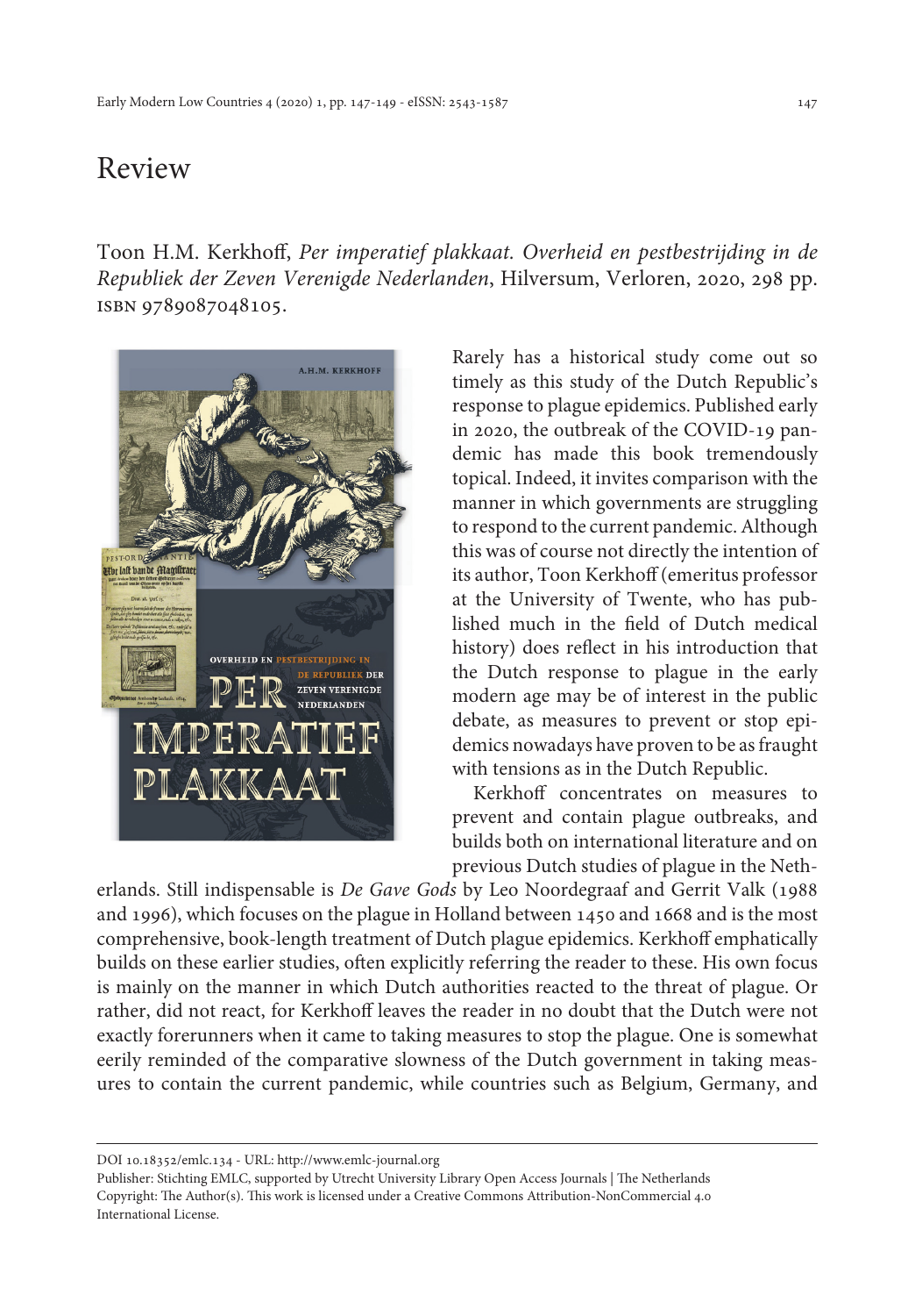# Review

Toon H.M. Kerkhoff, *Per imperatief plakkaat. Overheid en pestbestrijding in de Republiek der Zeven Verenigde Nederlanden*, Hilversum, Verloren, 2020, 298 pp. ISBN 9789087048105.

Rarely has a historical study come out so timely as this study of the Dutch Republic's response to plague epidemics. Published early in 2020, the outbreak of the COVID-19 pandemic has made this book tremendously topical. Indeed, it invites comparison with the manner in which governments are struggling to respond to the current pandemic. Although this was of course not directly the intention of its author, Toon Kerkhoff (emeritus professor at the University of Twente, who has published much in the field of Dutch medical history) does reflect in his introduction that the Dutch response to plague in the early modern age may be of interest in the public debate, as measures to prevent or stop epidemics nowadays have proven to be as fraught with tensions as in the Dutch Republic.

Kerkhoff concentrates on measures to prevent and contain plague outbreaks, and builds both on international literature and on previous Dutch studies of plague in the Netherlands. Still indispensable is *De Gave Gods* by Leo Noordegraaf and Gerrit Valk (1988 and 1996), which focuses on the plague in Holland between 1450 and 1668 and is the most comprehensive, book-length treatment of Dutch plague epidemics. Kerkhoff emphatically builds on these earlier studies, often explicitly referring the reader to these. His own focus is mainly on the manner in which Dutch authorities reacted to the threat of plague. Or rather, did not react, for Kerkhoff leaves the reader in no doubt that the Dutch were not exactly forerunners when it came to taking measures to stop the plague. One is somewhat eerily reminded of the comparative slowness of the Dutch government in taking measures to contain the current pandemic, while countries such as Belgium, Germany, and

DOI 10.18352/emlc.134 - URL: http://www.emlc-journal.org
Publisher: Stichting EMLC, supported by Utrecht University Library Open Access Journals | The Netherlands
Copyright: The Author(s). This work is licensed under a Creative Commons Attribution-NonCommercial 4.0 International License.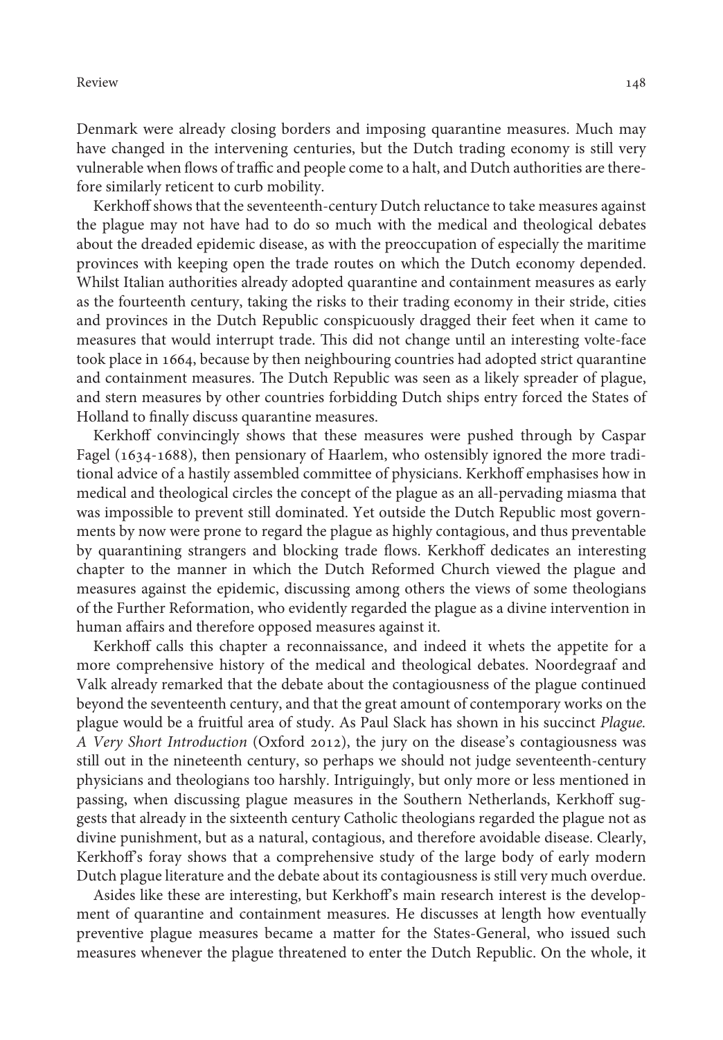Denmark were already closing borders and imposing quarantine measures. Much may have changed in the intervening centuries, but the Dutch trading economy is still very vulnerable when flows of traffic and people come to a halt, and Dutch authorities are therefore similarly reticent to curb mobility.

Kerkhoff shows that the seventeenth-century Dutch reluctance to take measures against the plague may not have had to do so much with the medical and theological debates about the dreaded epidemic disease, as with the preoccupation of especially the maritime provinces with keeping open the trade routes on which the Dutch economy depended. Whilst Italian authorities already adopted quarantine and containment measures as early as the fourteenth century, taking the risks to their trading economy in their stride, cities and provinces in the Dutch Republic conspicuously dragged their feet when it came to measures that would interrupt trade. This did not change until an interesting volte-face took place in 1664, because by then neighbouring countries had adopted strict quarantine and containment measures. The Dutch Republic was seen as a likely spreader of plague, and stern measures by other countries forbidding Dutch ships entry forced the States of Holland to finally discuss quarantine measures.

Kerkhoff convincingly shows that these measures were pushed through by Caspar Fagel (1634-1688), then pensionary of Haarlem, who ostensibly ignored the more traditional advice of a hastily assembled committee of physicians. Kerkhoff emphasises how in medical and theological circles the concept of the plague as an all-pervading miasma that was impossible to prevent still dominated. Yet outside the Dutch Republic most governments by now were prone to regard the plague as highly contagious, and thus preventable by quarantining strangers and blocking trade flows. Kerkhoff dedicates an interesting chapter to the manner in which the Dutch Reformed Church viewed the plague and measures against the epidemic, discussing among others the views of some theologians of the Further Reformation, who evidently regarded the plague as a divine intervention in human affairs and therefore opposed measures against it.

Kerkhoff calls this chapter a reconnaissance, and indeed it whets the appetite for a more comprehensive history of the medical and theological debates. Noordegraaf and Valk already remarked that the debate about the contagiousness of the plague continued beyond the seventeenth century, and that the great amount of contemporary works on the plague would be a fruitful area of study. As Paul Slack has shown in his succinct *Plague. A Very Short Introduction* (Oxford 2012), the jury on the disease's contagiousness was still out in the nineteenth century, so perhaps we should not judge seventeenth-century physicians and theologians too harshly. Intriguingly, but only more or less mentioned in passing, when discussing plague measures in the Southern Netherlands, Kerkhoff suggests that already in the sixteenth century Catholic theologians regarded the plague not as divine punishment, but as a natural, contagious, and therefore avoidable disease. Clearly, Kerkhoff's foray shows that a comprehensive study of the large body of early modern Dutch plague literature and the debate about its contagiousness is still very much overdue.

Asides like these are interesting, but Kerkhoff's main research interest is the development of quarantine and containment measures. He discusses at length how eventually preventive plague measures became a matter for the States-General, who issued such measures whenever the plague threatened to enter the Dutch Republic. On the whole, it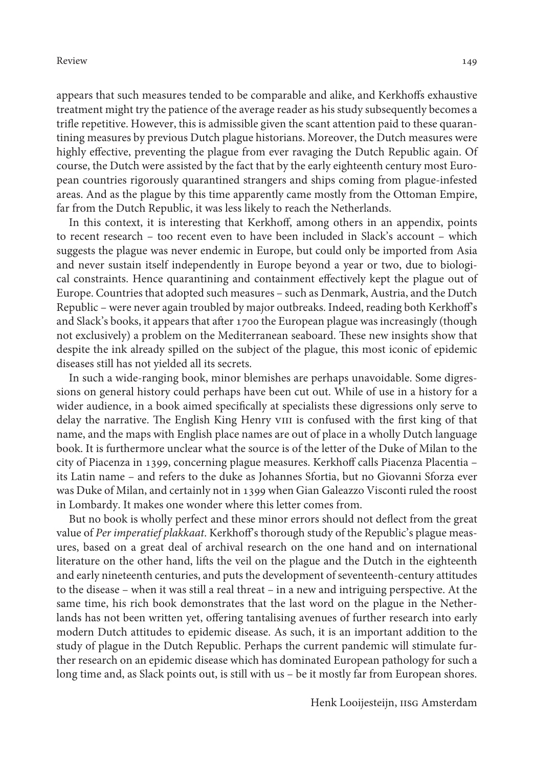appears that such measures tended to be comparable and alike, and Kerkhoffs exhaustive treatment might try the patience of the average reader as his study subsequently becomes a trifle repetitive. However, this is admissible given the scant attention paid to these quarantining measures by previous Dutch plague historians. Moreover, the Dutch measures were highly effective, preventing the plague from ever ravaging the Dutch Republic again. Of course, the Dutch were assisted by the fact that by the early eighteenth century most European countries rigorously quarantined strangers and ships coming from plague-infested areas. And as the plague by this time apparently came mostly from the Ottoman Empire, far from the Dutch Republic, it was less likely to reach the Netherlands.

In this context, it is interesting that Kerkhoff, among others in an appendix, points to recent research – too recent even to have been included in Slack's account – which suggests the plague was never endemic in Europe, but could only be imported from Asia and never sustain itself independently in Europe beyond a year or two, due to biological constraints. Hence quarantining and containment effectively kept the plague out of Europe. Countries that adopted such measures – such as Denmark, Austria, and the Dutch Republic – were never again troubled by major outbreaks. Indeed, reading both Kerkhoff's and Slack's books, it appears that after 1700 the European plague was increasingly (though not exclusively) a problem on the Mediterranean seaboard. These new insights show that despite the ink already spilled on the subject of the plague, this most iconic of epidemic diseases still has not yielded all its secrets.

In such a wide-ranging book, minor blemishes are perhaps unavoidable. Some digressions on general history could perhaps have been cut out. While of use in a history for a wider audience, in a book aimed specifically at specialists these digressions only serve to delay the narrative. The English King Henry VIII is confused with the first king of that name, and the maps with English place names are out of place in a wholly Dutch language book. It is furthermore unclear what the source is of the letter of the Duke of Milan to the city of Piacenza in 1399, concerning plague measures. Kerkhoff calls Piacenza Placentia – its Latin name – and refers to the duke as Johannes Sfortia, but no Giovanni Sforza ever was Duke of Milan, and certainly not in 1399 when Gian Galeazzo Visconti ruled the roost in Lombardy. It makes one wonder where this letter comes from.

But no book is wholly perfect and these minor errors should not deflect from the great value of *Per imperatief plakkaat*. Kerkhoff's thorough study of the Republic's plague measures, based on a great deal of archival research on the one hand and on international literature on the other hand, lifts the veil on the plague and the Dutch in the eighteenth and early nineteenth centuries, and puts the development of seventeenth-century attitudes to the disease – when it was still a real threat – in a new and intriguing perspective. At the same time, his rich book demonstrates that the last word on the plague in the Netherlands has not been written yet, offering tantalising avenues of further research into early modern Dutch attitudes to epidemic disease. As such, it is an important addition to the study of plague in the Dutch Republic. Perhaps the current pandemic will stimulate further research on an epidemic disease which has dominated European pathology for such a long time and, as Slack points out, is still with us – be it mostly far from European shores.

Henk Looijesteijn, IISG Amsterdam